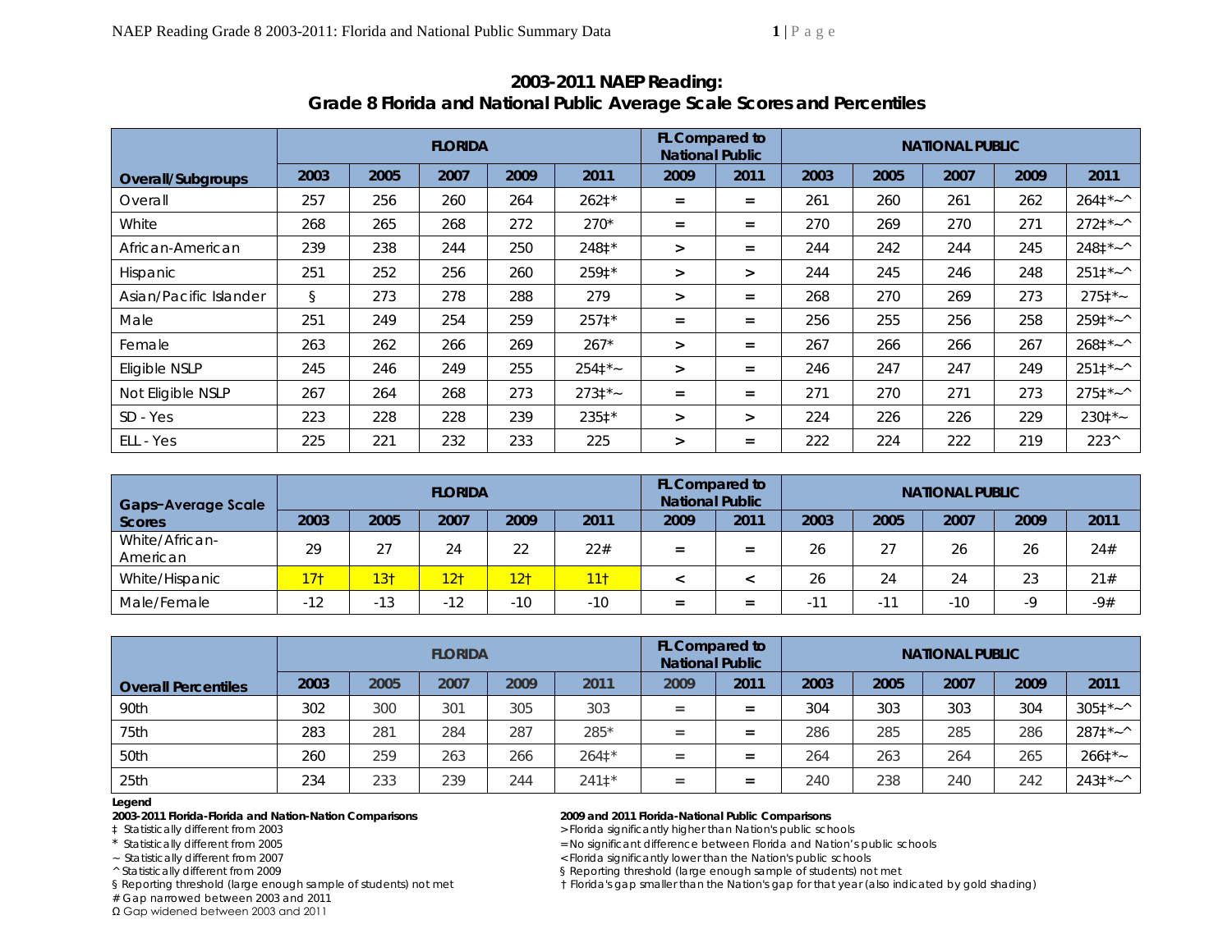## 2003-2011 NAEP Reading:
## Grade 8 Florida and National Public Average Scale Scores and Percentiles

| Overall/Subgroups | FLORIDA | | | | | FL Compared to National Public | | NATIONAL PUBLIC | | | | |
|---|---|---|---|---|---|---|---|---|---|---|---|---|
| | 2003 | 2005 | 2007 | 2009 | 2011 | 2009 | 2011 | 2003 | 2005 | 2007 | 2009 | 2011 |
| Overall | 257 | 256 | 260 | 264 | 262‡* | = | = | 261 | 260 | 261 | 262 | 264‡*~^ |
| White | 268 | 265 | 268 | 272 | 270* | = | = | 270 | 269 | 270 | 271 | 272‡*~^ |
| African-American | 239 | 238 | 244 | 250 | 248‡* | > | = | 244 | 242 | 244 | 245 | 248‡*~^ |
| Hispanic | 251 | 252 | 256 | 260 | 259‡* | > | > | 244 | 245 | 246 | 248 | 251‡*~^ |
| Asian/Pacific Islander | § | 273 | 278 | 288 | 279 | > | = | 268 | 270 | 269 | 273 | 275‡*~ |
| Male | 251 | 249 | 254 | 259 | 257‡* | = | = | 256 | 255 | 256 | 258 | 259‡*~^ |
| Female | 263 | 262 | 266 | 269 | 267* | > | = | 267 | 266 | 266 | 267 | 268‡*~^ |
| Eligible NSLP | 245 | 246 | 249 | 255 | 254‡*~ | > | = | 246 | 247 | 247 | 249 | 251‡*~^ |
| Not Eligible NSLP | 267 | 264 | 268 | 273 | 273‡*~ | = | = | 271 | 270 | 271 | 273 | 275‡*~^ |
| SD - Yes | 223 | 228 | 228 | 239 | 235‡* | > | > | 224 | 226 | 226 | 229 | 230‡*~ |
| ELL - Yes | 225 | 221 | 232 | 233 | 225 | > | = | 222 | 224 | 222 | 219 | 223^ |

| Gaps–Average Scale Scores | FLORIDA | | | | | FL Compared to National Public | | NATIONAL PUBLIC | | | | |
|---|---|---|---|---|---|---|---|---|---|---|---|---|
| | 2003 | 2005 | 2007 | 2009 | 2011 | 2009 | 2011 | 2003 | 2005 | 2007 | 2009 | 2011 |
| White/African-American | 29 | 27 | 24 | 22 | 22# | = | = | 26 | 27 | 26 | 26 | 24# |
| White/Hispanic | 17† | 13† | 12† | 12† | 11† | < | < | 26 | 24 | 24 | 23 | 21# |
| Male/Female | -12 | -13 | -12 | -10 | -10 | = | = | -11 | -11 | -10 | -9 | -9# |

| Overall Percentiles | FLORIDA | | | | | FL Compared to National Public | | NATIONAL PUBLIC | | | | |
|---|---|---|---|---|---|---|---|---|---|---|---|---|
| | 2003 | 2005 | 2007 | 2009 | 2011 | 2009 | 2011 | 2003 | 2005 | 2007 | 2009 | 2011 |
| 90th | 302 | 300 | 301 | 305 | 303 | = | = | 304 | 303 | 303 | 304 | 305‡*~^ |
| 75th | 283 | 281 | 284 | 287 | 285* | = | = | 286 | 285 | 285 | 286 | 287‡*~^ |
| 50th | 260 | 259 | 263 | 266 | 264‡* | = | = | 264 | 263 | 264 | 265 | 266‡*~ |
| 25th | 234 | 233 | 239 | 244 | 241‡* | = | = | 240 | 238 | 240 | 242 | 243‡*~^ |

**Legend**

**2003-2011 Florida-Florida and Nation-Nation Comparisons**

‡ Statistically different from 2003
\* Statistically different from 2005
~ Statistically different from 2007
^ Statistically different from 2009
§ Reporting threshold (large enough sample of students) not met
# Gap narrowed between 2003 and 2011
Ω Gap widened between 2003 and 2011

**2009 and 2011 Florida-National Public Comparisons**

> Florida significantly higher than Nation's public schools
= No significant difference between Florida and Nation's public schools
< Florida significantly lower than the Nation's public schools
§ Reporting threshold (large enough sample of students) not met
† Florida's gap smaller than the Nation's gap for that year (also indicated by gold shading)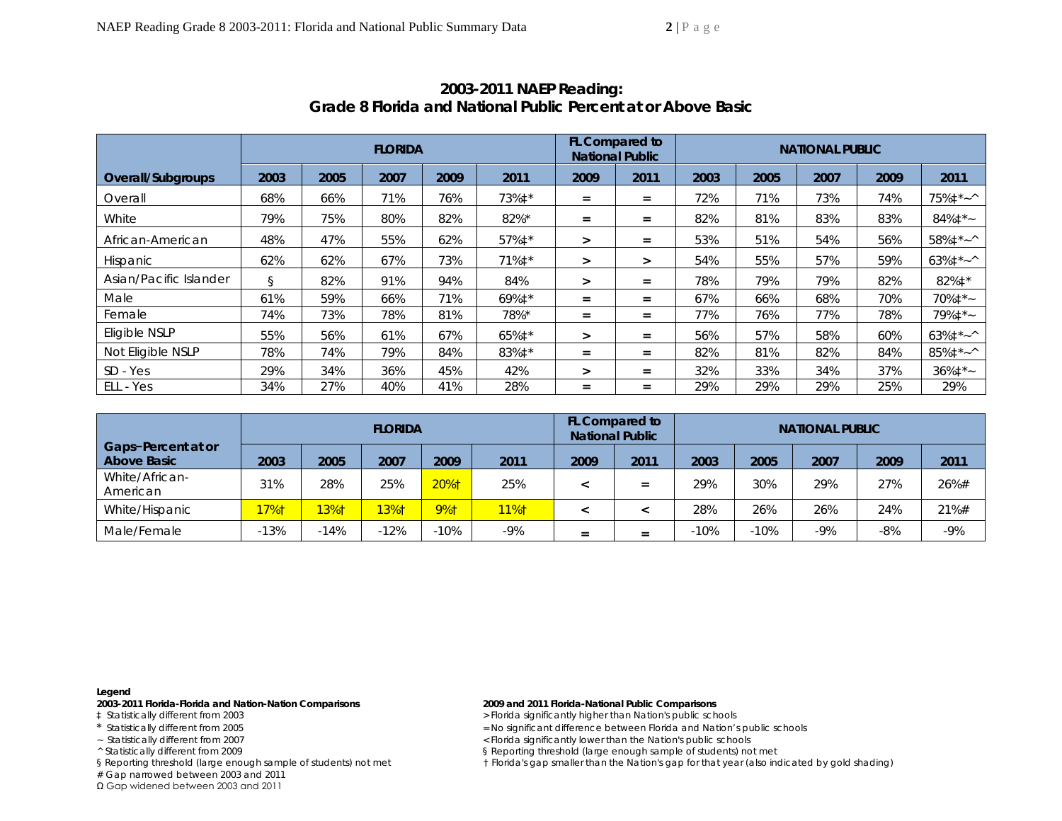## 2003-2011 NAEP Reading: Grade 8 Florida and National Public Percent at or Above Basic

| | FLORIDA | | | | | FL Compared to National Public | | NATIONAL PUBLIC | | | | |
|---|---|---|---|---|---|---|---|---|---|---|---|---|
| Overall/Subgroups | 2003 | 2005 | 2007 | 2009 | 2011 | 2009 | 2011 | 2003 | 2005 | 2007 | 2009 | 2011 |
| Overall | 68% | 66% | 71% | 76% | 73%‡* | = | = | 72% | 71% | 73% | 74% | 75%‡*~^ |
| White | 79% | 75% | 80% | 82% | 82%* | = | = | 82% | 81% | 83% | 83% | 84%‡*~ |
| African-American | 48% | 47% | 55% | 62% | 57%‡* | > | = | 53% | 51% | 54% | 56% | 58%‡*~^ |
| Hispanic | 62% | 62% | 67% | 73% | 71%‡* | > | > | 54% | 55% | 57% | 59% | 63%‡*~^ |
| Asian/Pacific Islander | § | 82% | 91% | 94% | 84% | > | = | 78% | 79% | 79% | 82% | 82%‡* |
| Male | 61% | 59% | 66% | 71% | 69%‡* | = | = | 67% | 66% | 68% | 70% | 70%‡*~ |
| Female | 74% | 73% | 78% | 81% | 78%* | = | = | 77% | 76% | 77% | 78% | 79%‡*~ |
| Eligible NSLP | 55% | 56% | 61% | 67% | 65%‡* | > | = | 56% | 57% | 58% | 60% | 63%‡*~^ |
| Not Eligible NSLP | 78% | 74% | 79% | 84% | 83%‡* | = | = | 82% | 81% | 82% | 84% | 85%‡*~^ |
| SD - Yes | 29% | 34% | 36% | 45% | 42% | > | = | 32% | 33% | 34% | 37% | 36%‡*~ |
| ELL - Yes | 34% | 27% | 40% | 41% | 28% | = | = | 29% | 29% | 29% | 25% | 29% |

| | FLORIDA | | | | | FL Compared to National Public | | NATIONAL PUBLIC | | | | |
|---|---|---|---|---|---|---|---|---|---|---|---|---|
| Gaps–Percent at or Above Basic | 2003 | 2005 | 2007 | 2009 | 2011 | 2009 | 2011 | 2003 | 2005 | 2007 | 2009 | 2011 |
| White/African-American | 31% | 28% | 25% | 20%† | 25% | < | = | 29% | 30% | 29% | 27% | 26%# |
| White/Hispanic | 17%† | 13%† | 13%† | 9%† | 11%† | < | < | 28% | 26% | 26% | 24% | 21%# |
| Male/Female | -13% | -14% | -12% | -10% | -9% | = | = | -10% | -10% | -9% | -8% | -9% |

**Legend**

**2003-2011 Florida-Florida and Nation-Nation Comparisons**

‡ Statistically different from 2003
* Statistically different from 2005
~ Statistically different from 2007
^ Statistically different from 2009
§ Reporting threshold (large enough sample of students) not met
# Gap narrowed between 2003 and 2011
Ω Gap widened between 2003 and 2011

**2009 and 2011 Florida-National Public Comparisons**

> Florida significantly higher than Nation's public schools
= No significant difference between Florida and Nation's public schools
< Florida significantly lower than the Nation's public schools
§ Reporting threshold (large enough sample of students) not met
† Florida's gap smaller than the Nation's gap for that year (also indicated by gold shading)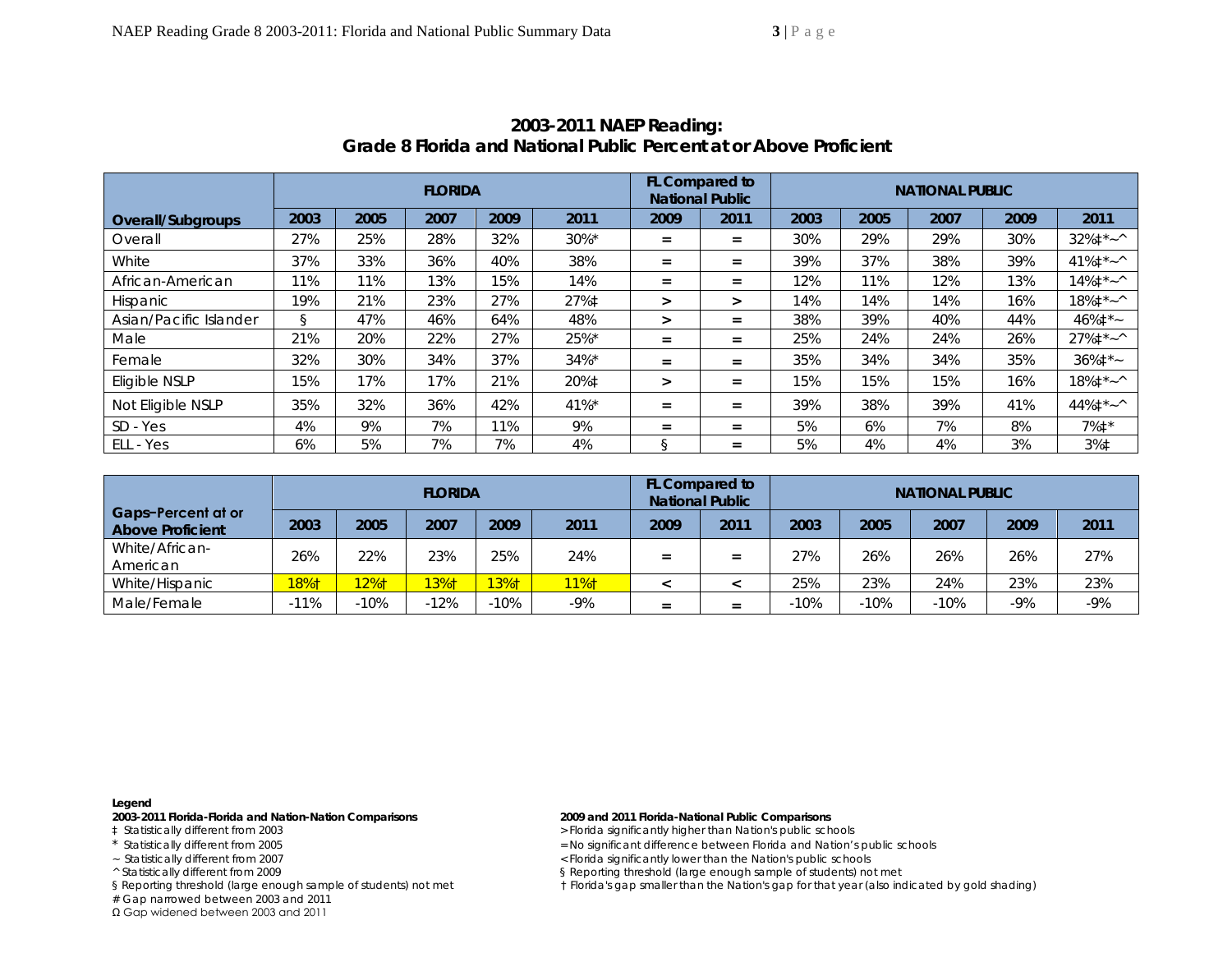## 2003-2011 NAEP Reading: Grade 8 Florida and National Public Percent at or Above Proficient

| Overall/Subgroups | FLORIDA | | | | | FL Compared to National Public | | NATIONAL PUBLIC | | | | |
|---|---|---|---|---|---|---|---|---|---|---|---|---|
| | 2003 | 2005 | 2007 | 2009 | 2011 | 2009 | 2011 | 2003 | 2005 | 2007 | 2009 | 2011 |
| Overall | 27% | 25% | 28% | 32% | 30%* | = | = | 30% | 29% | 29% | 30% | 32%‡*~^ |
| White | 37% | 33% | 36% | 40% | 38% | = | = | 39% | 37% | 38% | 39% | 41%‡*~^ |
| African-American | 11% | 11% | 13% | 15% | 14% | = | = | 12% | 11% | 12% | 13% | 14%‡*~^ |
| Hispanic | 19% | 21% | 23% | 27% | 27%‡ | > | > | 14% | 14% | 14% | 16% | 18%‡*~^ |
| Asian/Pacific Islander | § | 47% | 46% | 64% | 48% | > | = | 38% | 39% | 40% | 44% | 46%‡*~ |
| Male | 21% | 20% | 22% | 27% | 25%* | = | = | 25% | 24% | 24% | 26% | 27%‡*~^ |
| Female | 32% | 30% | 34% | 37% | 34%* | = | = | 35% | 34% | 34% | 35% | 36%‡*~ |
| Eligible NSLP | 15% | 17% | 17% | 21% | 20%‡ | > | = | 15% | 15% | 15% | 16% | 18%‡*~^ |
| Not Eligible NSLP | 35% | 32% | 36% | 42% | 41%* | = | = | 39% | 38% | 39% | 41% | 44%‡*~^ |
| SD - Yes | 4% | 9% | 7% | 11% | 9% | = | = | 5% | 6% | 7% | 8% | 7%‡* |
| ELL - Yes | 6% | 5% | 7% | 7% | 4% | § | = | 5% | 4% | 4% | 3% | 3%‡ |

| Gaps–Percent at or Above Proficient | FLORIDA | | | | | FL Compared to National Public | | NATIONAL PUBLIC | | | | |
|---|---|---|---|---|---|---|---|---|---|---|---|---|
| | 2003 | 2005 | 2007 | 2009 | 2011 | 2009 | 2011 | 2003 | 2005 | 2007 | 2009 | 2011 |
| White/African-American | 26% | 22% | 23% | 25% | 24% | = | = | 27% | 26% | 26% | 26% | 27% |
| White/Hispanic | 18%† | 12%† | 13%† | 13%† | 11%† | < | < | 25% | 23% | 24% | 23% | 23% |
| Male/Female | -11% | -10% | -12% | -10% | -9% | = | = | -10% | -10% | -10% | -9% | -9% |

**Legend**

**2003-2011 Florida-Florida and Nation-Nation Comparisons**

‡ Statistically different from 2003
\* Statistically different from 2005
~ Statistically different from 2007
^ Statistically different from 2009
§ Reporting threshold (large enough sample of students) not met
# Gap narrowed between 2003 and 2011
Ω Gap widened between 2003 and 2011

**2009 and 2011 Florida-National Public Comparisons**

> Florida significantly higher than Nation's public schools
= No significant difference between Florida and Nation's public schools
< Florida significantly lower than the Nation's public schools
§ Reporting threshold (large enough sample of students) not met
† Florida's gap smaller than the Nation's gap for that year (also indicated by gold shading)